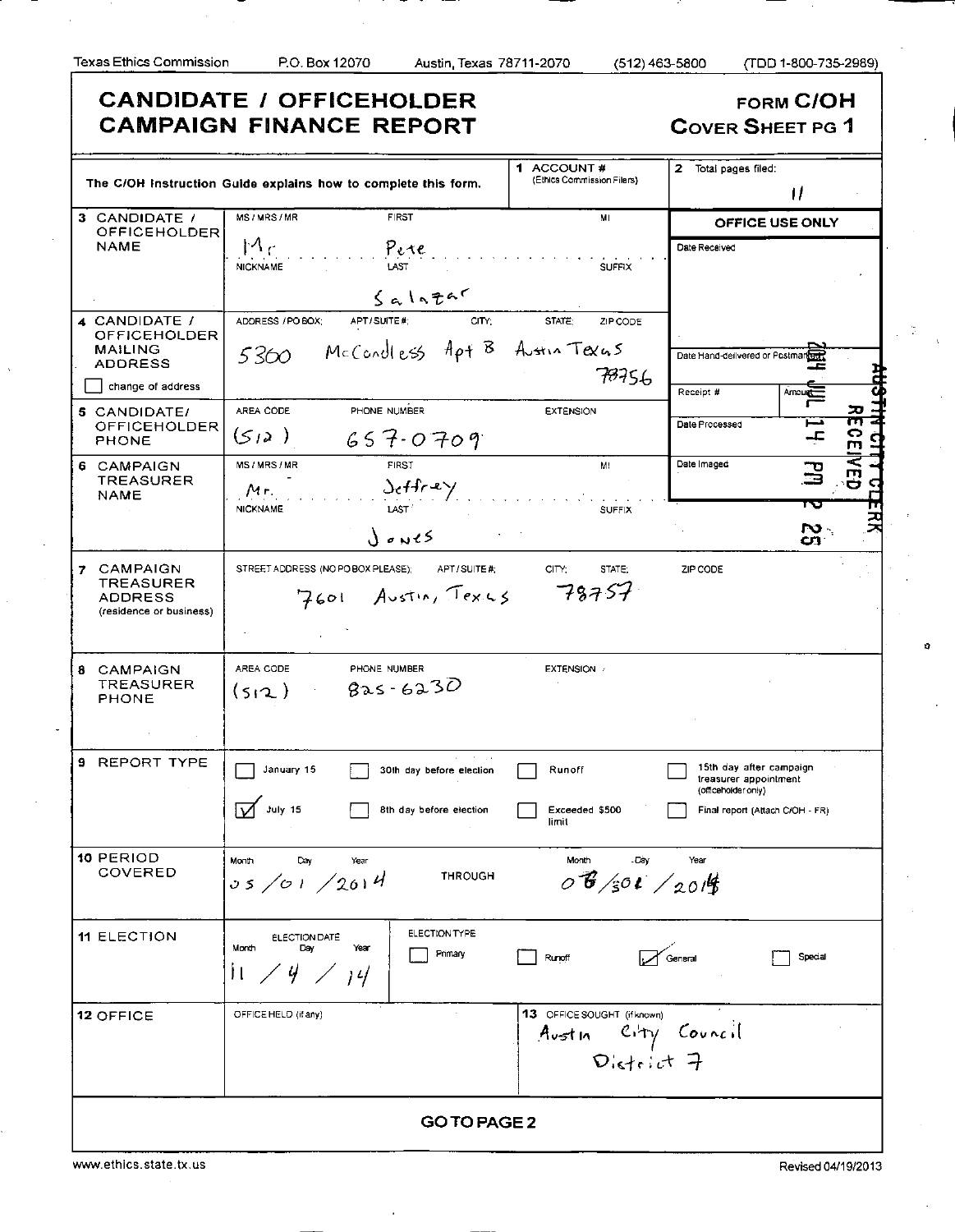Texas Ethics Commission P.O. Box 12070 Austin, Texas 78711-2070 (512) 463-5800 (TDD 1-800-735-2989)

# CANDIDATE / OFFICEHOLDER CAMPAIGN FINANCE REPORT

**FORM C/OH**
**COVER SHEET PG 1**

The C/OH Instruction Guide explains how to complete this form.

**1 ACCOUNT #** (Ethics Commission Filers)

**2 Total pages filed:** 11

**OFFICE USE ONLY**
Date Received
Date Hand-delivered or Postmarked: 2014 JUL 14 PM 2 25 — RECEIVED AUSTIN CITY CLERK
Receipt # / Amount
Date Processed
Date Imaged

**3 CANDIDATE / OFFICEHOLDER NAME**
MS / MRS / MR: Mr
FIRST: Pete
MI:
NICKNAME:
LAST: Salazar
SUFFIX:

**4 CANDIDATE / OFFICEHOLDER MAILING ADDRESS**
☐ change of address
ADDRESS / PO BOX; APT / SUITE #; CITY; STATE; ZIP CODE: 5300 McCandless Apt 8 Austin Texas 78756

**5 CANDIDATE/ OFFICEHOLDER PHONE**
AREA CODE: (512) PHONE NUMBER: 657-0709 EXTENSION:

**6 CAMPAIGN TREASURER NAME**
MS / MRS / MR: Mr.
FIRST: Jeffrey
MI:
NICKNAME:
LAST: Jones
SUFFIX:

**7 CAMPAIGN TREASURER ADDRESS** (residence or business)
STREET ADDRESS (NO PO BOX PLEASE); APT / SUITE #; CITY; STATE; ZIP CODE: 7601 Austin, Texas 78757

**8 CAMPAIGN TREASURER PHONE**
AREA CODE: (512) PHONE NUMBER: 825-6230 EXTENSION:

**9 REPORT TYPE**
- ☐ January 15
- ☑ July 15
- ☐ 30th day before election
- ☐ 8th day before election
- ☐ Runoff
- ☐ Exceeded $500 limit
- ☐ 15th day after campaign treasurer appointment (officeholder only)
- ☐ Final report (Attach C/OH - FR)

**10 PERIOD COVERED**
Month / Day / Year: 05 / 01 / 2014 THROUGH 06 / 30 / 2014

**11 ELECTION**
ELECTION DATE (Month / Day / Year): 11 / 4 / 14
ELECTION TYPE: ☐ Primary ☐ Runoff ☑ General ☐ Special

**12 OFFICE**
OFFICE HELD (if any):

**13 OFFICE SOUGHT** (if known): Austin City Council District 7

**GO TO PAGE 2**

www.ethics.state.tx.us Revised 04/19/2013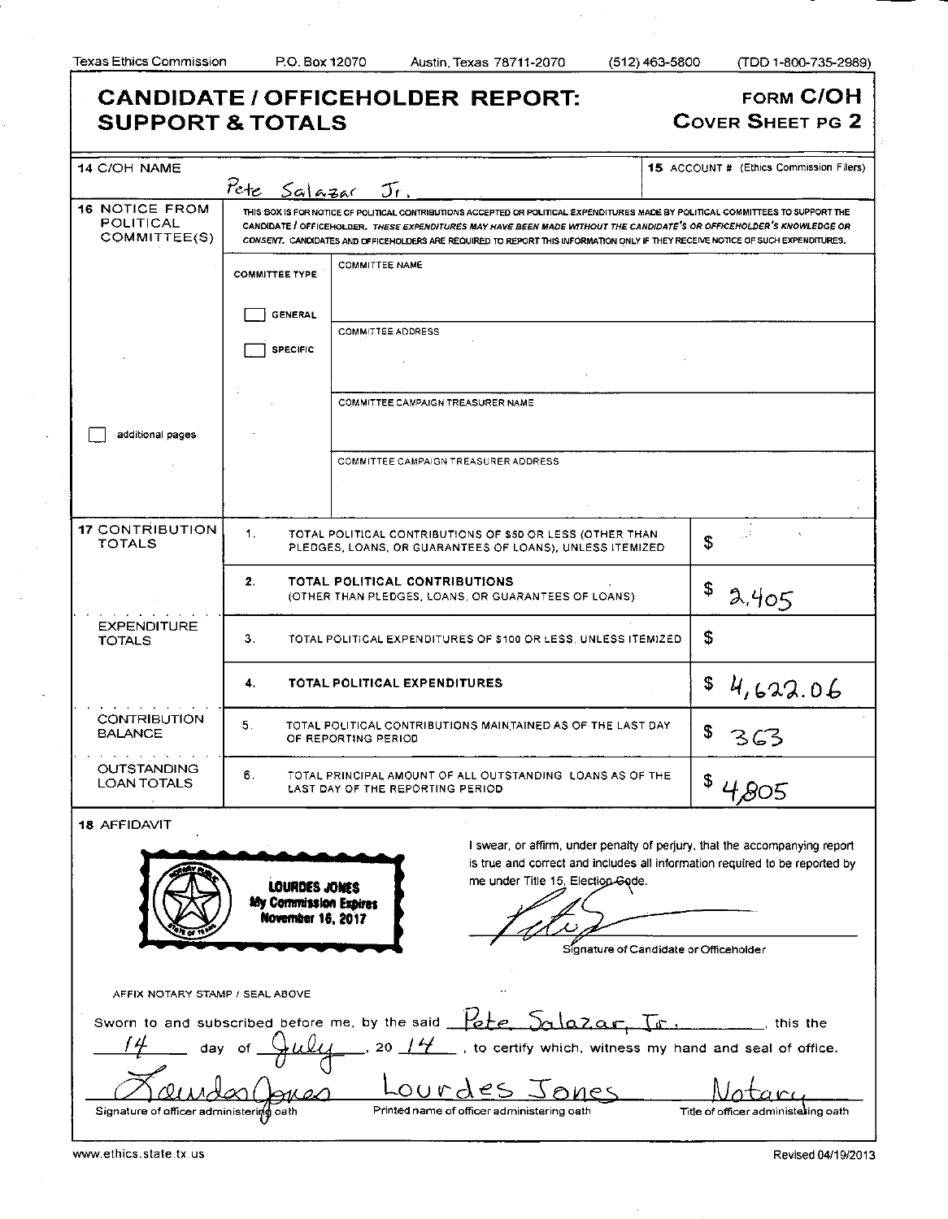Texas Ethics Commission P.O. Box 12070 Austin, Texas 78711-2070 (512) 463-5800 (TDD 1-800-735-2989)

# CANDIDATE / OFFICEHOLDER REPORT: SUPPORT & TOTALS

**FORM C/OH**
**COVER SHEET PG 2**

| | |
|---|---|
| **14** C/OH NAME | Pete Salazar Jr. |
| **15** ACCOUNT # (Ethics Commission Filers) | |

**16** NOTICE FROM POLITICAL COMMITTEE(S)

THIS BOX IS FOR NOTICE OF POLITICAL CONTRIBUTIONS ACCEPTED OR POLITICAL EXPENDITURES MADE BY POLITICAL COMMITTEES TO SUPPORT THE CANDIDATE / OFFICEHOLDER. *THESE EXPENDITURES MAY HAVE BEEN MADE WITHOUT THE CANDIDATE'S OR OFFICEHOLDER'S KNOWLEDGE OR CONSENT.* CANDIDATES AND OFFICEHOLDERS ARE REQUIRED TO REPORT THIS INFORMATION ONLY IF THEY RECEIVE NOTICE OF SUCH EXPENDITURES.

| COMMITTEE TYPE | |
|---|---|
| ☐ GENERAL ☐ SPECIFIC | COMMITTEE NAME |
| | COMMITTEE ADDRESS |
| | COMMITTEE CAMPAIGN TREASURER NAME |
| | COMMITTEE CAMPAIGN TREASURER ADDRESS |

☐ additional pages

| | | | |
|---|---|---|---|
| **17** CONTRIBUTION TOTALS | 1. | TOTAL POLITICAL CONTRIBUTIONS OF $50 OR LESS (OTHER THAN PLEDGES, LOANS, OR GUARANTEES OF LOANS), UNLESS ITEMIZED | $ |
| | 2. | **TOTAL POLITICAL CONTRIBUTIONS** (OTHER THAN PLEDGES, LOANS, OR GUARANTEES OF LOANS) | $ 2,405 |
| EXPENDITURE TOTALS | 3. | TOTAL POLITICAL EXPENDITURES OF $100 OR LESS, UNLESS ITEMIZED | $ |
| | 4. | **TOTAL POLITICAL EXPENDITURES** | $ 4,622.06 |
| CONTRIBUTION BALANCE | 5. | TOTAL POLITICAL CONTRIBUTIONS MAINTAINED AS OF THE LAST DAY OF REPORTING PERIOD | $ 363 |
| OUTSTANDING LOAN TOTALS | 6. | TOTAL PRINCIPAL AMOUNT OF ALL OUTSTANDING LOANS AS OF THE LAST DAY OF THE REPORTING PERIOD | $ 4,805 |

**18** AFFIDAVIT

LOURDES JONES
My Commission Expires
November 16, 2017

AFFIX NOTARY STAMP / SEAL ABOVE

I swear, or affirm, under penalty of perjury, that the accompanying report is true and correct and includes all information required to be reported by me under Title 15, Election Code.

[signature]
Signature of Candidate or Officeholder

Sworn to and subscribed before me, by the said Pete Salazar, Jr., this the 14 day of July, 20 14, to certify which, witness my hand and seal of office.

| [signature] | Lourdes Jones | Notary |
|---|---|---|
| Signature of officer administering oath | Printed name of officer administering oath | Title of officer administering oath |

www.ethics.state.tx.us Revised 04/19/2013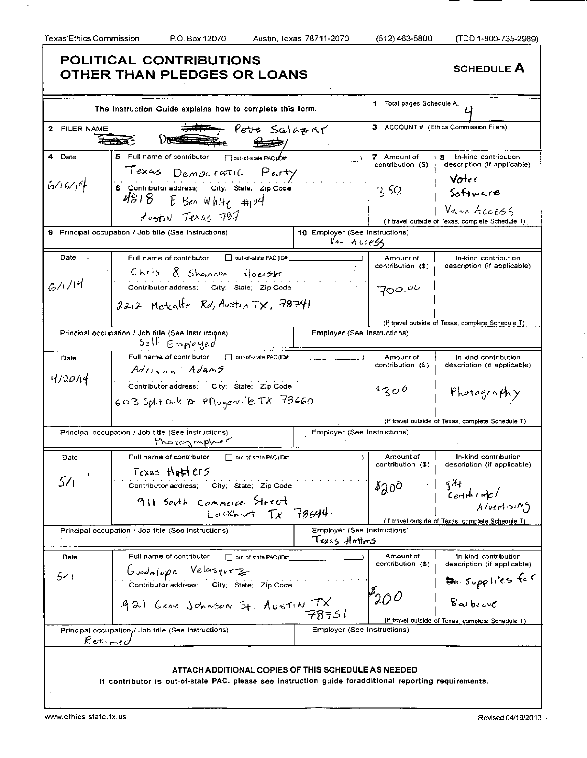Texas Ethics Commission P.O. Box 12070 Austin, Texas 78711-2070 (512) 463-5800 (TDD 1-800-735-2989)

# POLITICAL CONTRIBUTIONS OTHER THAN PLEDGES OR LOANS

**SCHEDULE A**

The Instruction Guide explains how to complete this form.

1 Total pages Schedule A: 4

2 FILER NAME: Pete Salazar

3 ACCOUNT # (Ethics Commission Filers)

| 4 Date | 5 Full name of contributor / 6 Contributor address; City; State; Zip Code | 7 Amount of contribution ($) | 8 In-kind contribution description (if applicable) |
|---|---|---|---|
| 6/16/14 | Texas Democratic Party<br>4818 E Ben White #104<br>Austin Texas 787 | 350 | Voter Software Vann Access |
| | 9 Principal occupation / Job title: | 10 Employer: Van Access | |
| 6/1/14 | Chris & Shannon Hoerster<br>2212 Metcalfe Rd, Austin TX, 78741 | 700.00 | |
| | Principal occupation / Job title: Self Employed | Employer: | |
| 4/20/14 | Adriana Adams<br>603 Split Oak Dr. Pflugerville TX 78660 | $300 | Photography |
| | Principal occupation / Job title: Photographer | Employer: | |
| 5/1 | Texas Hatters<br>911 South Commerce Street<br>Lockhart Tx 78644 | $200 | gift Certificate/ Advertising |
| | Principal occupation / Job title: | Employer: Texas Hatters | |
| 5/1 | Guadalupe Velasquez<br>921 Gene Johnson St. Austin TX 78751 | $200 | Supplies for Barbecue |
| | Principal occupation / Job title: Retired | Employer: | |

(If travel outside of Texas, complete Schedule T)

**ATTACH ADDITIONAL COPIES OF THIS SCHEDULE AS NEEDED**

**If contributor is out-of-state PAC, please see Instruction guide for additional reporting requirements.**

www.ethics.state.tx.us Revised 04/19/2013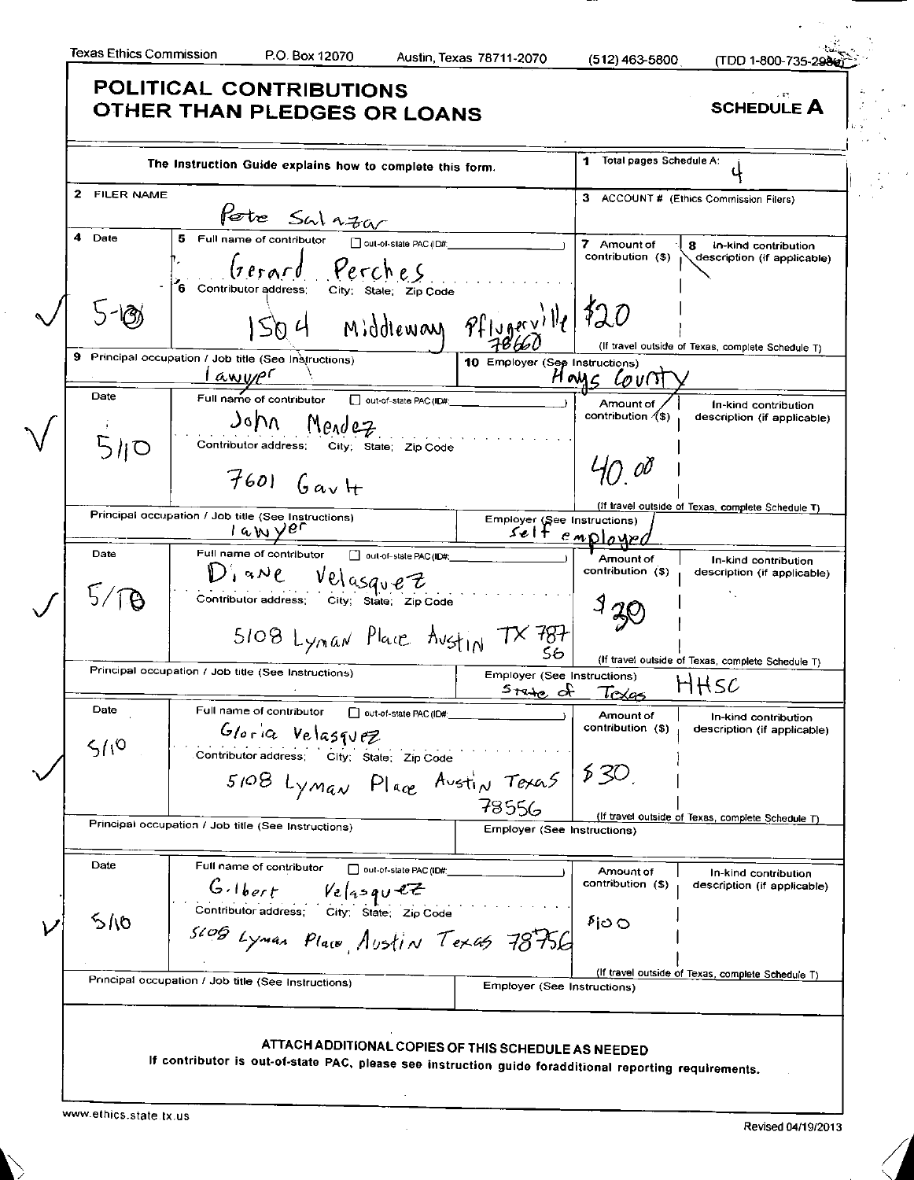Texas Ethics Commission P.O. Box 12070 Austin, Texas 78711-2070 (512) 463-5800 (TDD 1-800-735-2989)

# POLITICAL CONTRIBUTIONS OTHER THAN PLEDGES OR LOANS

**SCHEDULE A**

The Instruction Guide explains how to complete this form.

1 Total pages Schedule A: 4

2 FILER NAME: Pete Salazar

3 ACCOUNT # (Ethics Commission Filers):

| 4 Date | 5 Full name of contributor / 6 Contributor address; City; State; Zip Code | 7 Amount of contribution ($) | 8 In-kind contribution description (if applicable) |
|---|---|---|---|
| 5-10 | Gerard Perches<br>1504 Middleway Pflugerville 78660 | $20 | |
| | 9 Principal occupation / Job title: lawyer | 10 Employer: Hays County | |
| 5/10 | John Mendez<br>7601 Gault | 40.00 | |
| | Principal occupation / Job title: lawyer | Employer: self employed | |
| 5/10 | Diane Velasquez<br>5108 Lyman Place Austin TX 78756 | $30 | |
| | Principal occupation / Job title: | Employer: State of Texas HHSC | |
| 5/10 | Gloria Velasquez<br>5108 Lyman Place Austin Texas 78556 | $30. | |
| | Principal occupation / Job title: | Employer: | |
| 5/10 | Gilbert Velasquez<br>5108 Lyman Place, Austin Texas 78756 | $100 | |
| | Principal occupation / Job title: | Employer: | |

(If travel outside of Texas, complete Schedule T)

ATTACH ADDITIONAL COPIES OF THIS SCHEDULE AS NEEDED

If contributor is out-of-state PAC, please see instruction guide for additional reporting requirements.

www.ethics.state.tx.us Revised 04/19/2013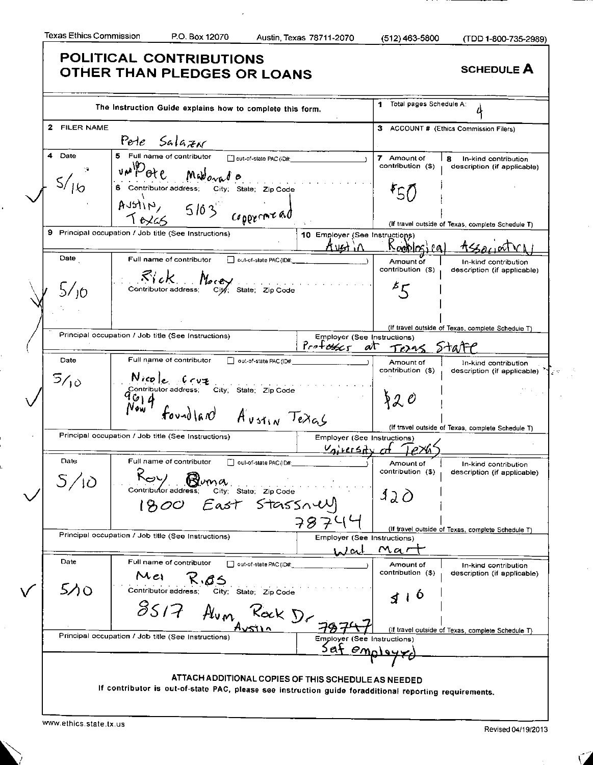Texas Ethics Commission P.O. Box 12070 Austin, Texas 78711-2070 (512) 463-5800 (TDD 1-800-735-2989)

# POLITICAL CONTRIBUTIONS OTHER THAN PLEDGES OR LOANS

**SCHEDULE A**

The Instruction Guide explains how to complete this form.

1 Total pages Schedule A: 4

2 FILER NAME: Pete Salazar

3 ACCOUNT # (Ethics Commission Filers):

| 4 Date | 5 Full name of contributor / 6 Contributor address; City; State; Zip Code | 7 Amount of contribution ($) | 8 In-kind contribution description (if applicable) |
|---|---|---|---|
| 5/16 | Pete Maldonado<br>Austin, 5103 Coppermead Texas | $50 | |
| 9 Principal occupation / Job title: | 10 Employer: Austin Radiological Association | | |
| 5/10 | Rick Macey | $5 | |
| Principal occupation / Job title: | Employer: Professor at Texas State | | |
| 5/10 | Nicole Cruz<br>9614 New foundland Austin Texas | $20 | |
| Principal occupation / Job title: | Employer: University of Texas | | |
| 5/10 | Roy Bema<br>1800 East Stassney 78744 | $20 | |
| Principal occupation / Job title: | Employer: Wal Mart | | |
| 5/10 | Mel Rios<br>8517 Alum Rock Dr Austin 78747 | $16 | |
| Principal occupation / Job title: | Employer: Self employed | | |

ATTACH ADDITIONAL COPIES OF THIS SCHEDULE AS NEEDED

If contributor is out-of-state PAC, please see instruction guide for additional reporting requirements.

www.ethics.state.tx.us Revised 04/19/2013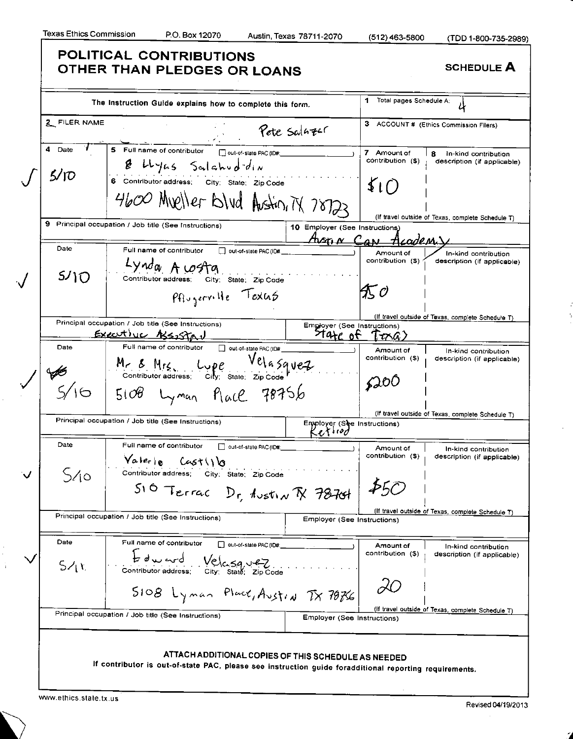Texas Ethics Commission P.O. Box 12070 Austin, Texas 78711-2070 (512) 463-5800 (TDD 1-800-735-2989)

# POLITICAL CONTRIBUTIONS OTHER THAN PLEDGES OR LOANS

**SCHEDULE A**

The Instruction Guide explains how to complete this form.

1 Total pages Schedule A: 4

2 FILER NAME: Pete Salazar

3 ACCOUNT # (Ethics Commission Filers)

| 4 Date | 5 Full name of contributor / 6 Contributor address; City; State; Zip Code | 7 Amount of contribution ($) | 8 In-kind contribution description (if applicable) |
|---|---|---|---|
| 5/10 | Llyas Salahud-din<br>4600 Mueller Blvd Austin, TX 78723 | $10 | |
| | 9 Principal occupation / Job title: | 10 Employer: Austin Can Academy | |
| 5/10 | Lynda Acosta<br>Pflugerville Texas | $50 | |
| | Principal occupation / Job title: Executive Assistant | Employer: State of Texas | |
| 5/16 | Mr & Mrs. Lupe Velasquez<br>5108 Lyman Place 78756 | $200 | |
| | Principal occupation / Job title: | Employer: Retired | |
| 5/10 | Valerie Castillo<br>510 Terrac Dr, Austin TX 78704 | $50 | |
| | Principal occupation / Job title: | Employer: | |
| 5/11 | Edward Velasquez<br>5108 Lyman Place, Austin TX 78756 | 20 | |
| | Principal occupation / Job title: | Employer: | |

(If travel outside of Texas, complete Schedule T)

**ATTACH ADDITIONAL COPIES OF THIS SCHEDULE AS NEEDED**

If contributor is out-of-state PAC, please see instruction guide foradditional reporting requirements.

www.ethics.state.tx.us Revised 04/19/2013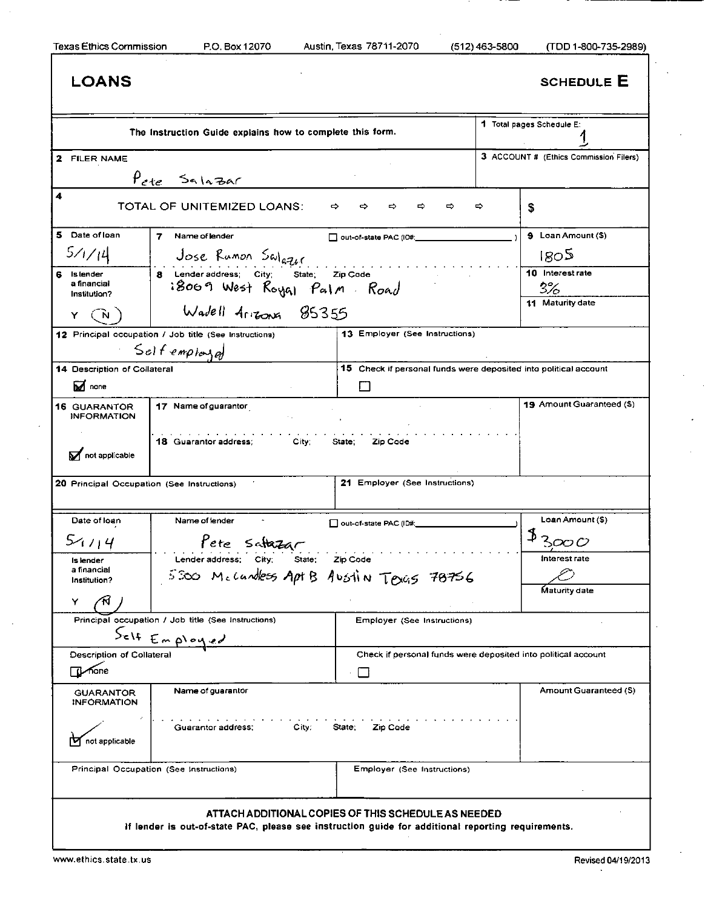Texas Ethics Commission P.O. Box 12070 Austin, Texas 78711-2070 (512) 463-5800 (TDD 1-800-735-2989)

# LOANS

## SCHEDULE E

The Instruction Guide explains how to complete this form.

**1** Total pages Schedule E: 1

**2** FILER NAME: Pete Salazar

**3** ACCOUNT # (Ethics Commission Filers):

**4** TOTAL OF UNITEMIZED LOANS: $

---

| Field | Value |
|---|---|
| 5 Date of loan | 5/1/14 |
| 7 Name of lender | Jose Ramon Salazar |
| out-of-state PAC (ID#: ) | ☐ |
| 9 Loan Amount ($) | 1805 |
| 6 Is lender a financial institution? | Y (N) |
| 8 Lender address; City; State; Zip Code | 18069 West Royal Palm Road Wadell Arizona 85355 |
| 10 Interest rate | 3% |
| 11 Maturity date | |
| 12 Principal occupation / Job title | Self employed |
| 13 Employer | |
| 14 Description of Collateral | ☑ none |
| 15 Check if personal funds were deposited into political account | ☐ |
| 16 GUARANTOR INFORMATION | ☑ not applicable |
| 17 Name of guarantor | |
| 18 Guarantor address; City; State; Zip Code | |
| 19 Amount Guaranteed ($) | |
| 20 Principal Occupation | |
| 21 Employer | |

---

| Field | Value |
|---|---|
| Date of loan | 5/1/14 |
| Name of lender | Pete Salazar |
| out-of-state PAC (ID#: ) | ☐ |
| Loan Amount ($) | $3000 |
| Is lender a financial institution? | Y (N) |
| Lender address; City; State; Zip Code | 5300 McCandless Apt B Austin Texas 78756 |
| Interest rate | 0 |
| Maturity date | |
| Principal occupation / Job title | Self Employed |
| Employer | |
| Description of Collateral | ☑ none |
| Check if personal funds were deposited into political account | ☐ |
| GUARANTOR INFORMATION | ☑ not applicable |
| Name of guarantor | |
| Guarantor address; City; State; Zip Code | |
| Amount Guaranteed ($) | |
| Principal Occupation | |
| Employer | |

**ATTACH ADDITIONAL COPIES OF THIS SCHEDULE AS NEEDED**

**If lender is out-of-state PAC, please see instruction guide for additional reporting requirements.**

www.ethics.state.tx.us Revised 04/19/2013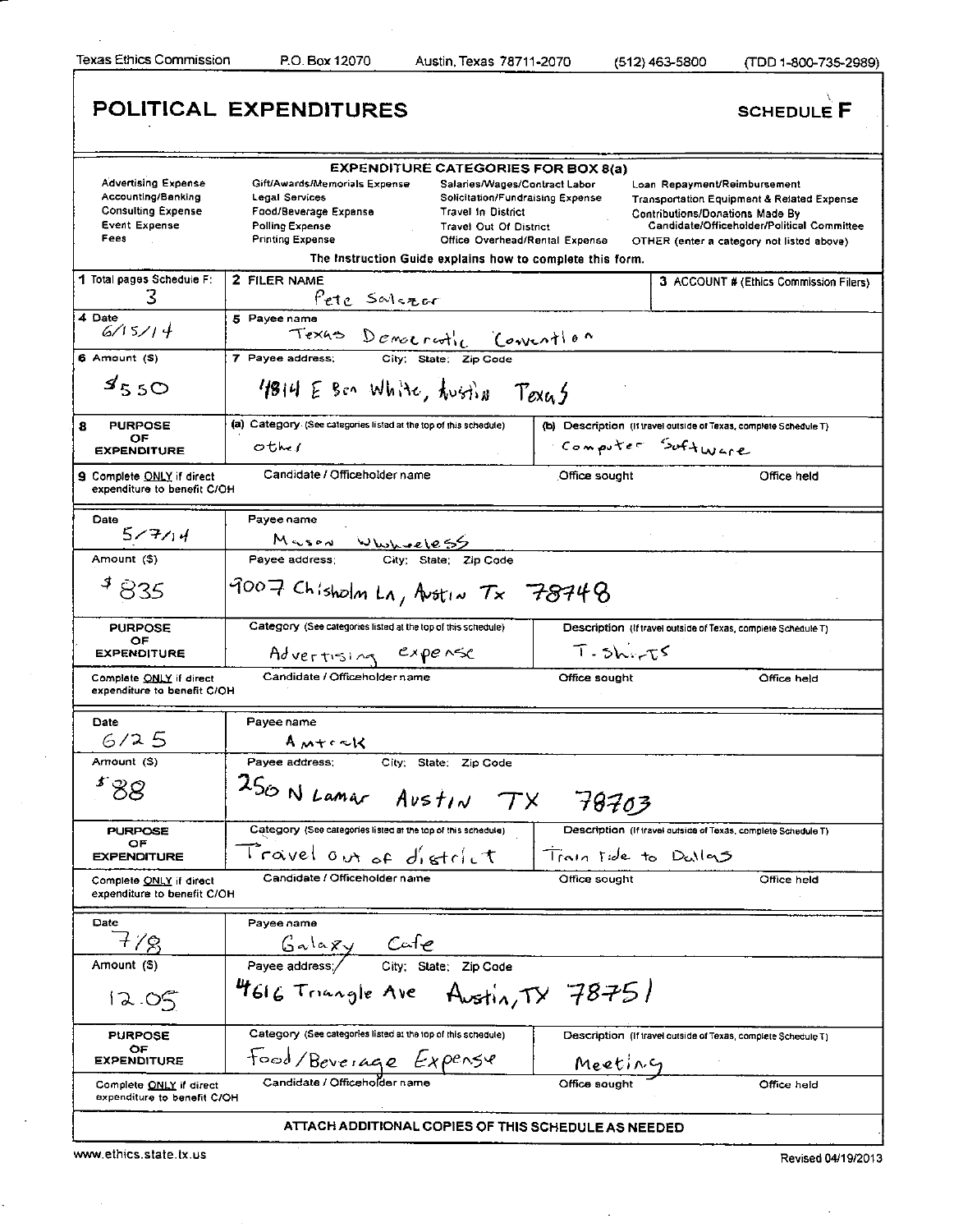Texas Ethics Commission P.O. Box 12070 Austin, Texas 78711-2070 (512) 463-5800 (TDD 1-800-735-2989)

# POLITICAL EXPENDITURES

## SCHEDULE F

**EXPENDITURE CATEGORIES FOR BOX 8(a)**

| | | | |
|---|---|---|---|
| Advertising Expense | Gift/Awards/Memorials Expense | Salaries/Wages/Contract Labor | Loan Repayment/Reimbursement |
| Accounting/Banking | Legal Services | Solicitation/Fundraising Expense | Transportation Equipment & Related Expense |
| Consulting Expense | Food/Beverage Expense | Travel In District | Contributions/Donations Made By Candidate/Officeholder/Political Committee |
| Event Expense | Polling Expense | Travel Out Of District | |
| Fees | Printing Expense | Office Overhead/Rental Expense | OTHER (enter a category not listed above) |

The Instruction Guide explains how to complete this form.

| | | |
|---|---|---|
| 1 Total pages Schedule F: 3 | 2 FILER NAME: Pete Salazar | 3 ACCOUNT # (Ethics Commission Filers) |

| | | |
|---|---|---|
| 4 Date: 6/15/14 | 5 Payee name: Texas Democratic Convention | |
| 6 Amount ($): $550 | 7 Payee address; City; State; Zip Code: 4814 E Ben White, Austin Texas | |
| 8 PURPOSE OF EXPENDITURE | (a) Category: other | (b) Description: Computer Software |
| 9 Complete ONLY if direct expenditure to benefit C/OH | Candidate / Officeholder name: | Office sought: Office held: |

| | | |
|---|---|---|
| Date: 5/7/14 | Payee name: Mason Wholeless | |
| Amount ($): $835 | Payee address; City; State; Zip Code: 9007 Chisholm Ln, Austin Tx 78748 | |
| PURPOSE OF EXPENDITURE | Category: Advertising expense | Description: T-Shirts |
| Complete ONLY if direct expenditure to benefit C/OH | Candidate / Officeholder name: | Office sought: Office held: |

| | | |
|---|---|---|
| Date: 6/25 | Payee name: Amtrak | |
| Amount ($): $88 | Payee address; City; State; Zip Code: 250 N Lamar Austin TX 78703 | |
| PURPOSE OF EXPENDITURE | Category: Travel out of district | Description: Train ride to Dallas |
| Complete ONLY if direct expenditure to benefit C/OH | Candidate / Officeholder name: | Office sought: Office held: |

| | | |
|---|---|---|
| Date: 7/8 | Payee name: Galaxy Cafe | |
| Amount ($): 12.05 | Payee address; City; State; Zip Code: 4616 Triangle Ave Austin, TX 78751 | |
| PURPOSE OF EXPENDITURE | Category: Food/Beverage Expense | Description: Meeting |
| Complete ONLY if direct expenditure to benefit C/OH | Candidate / Officeholder name: | Office sought: Office held: |

ATTACH ADDITIONAL COPIES OF THIS SCHEDULE AS NEEDED

www.ethics.state.tx.us Revised 04/19/2013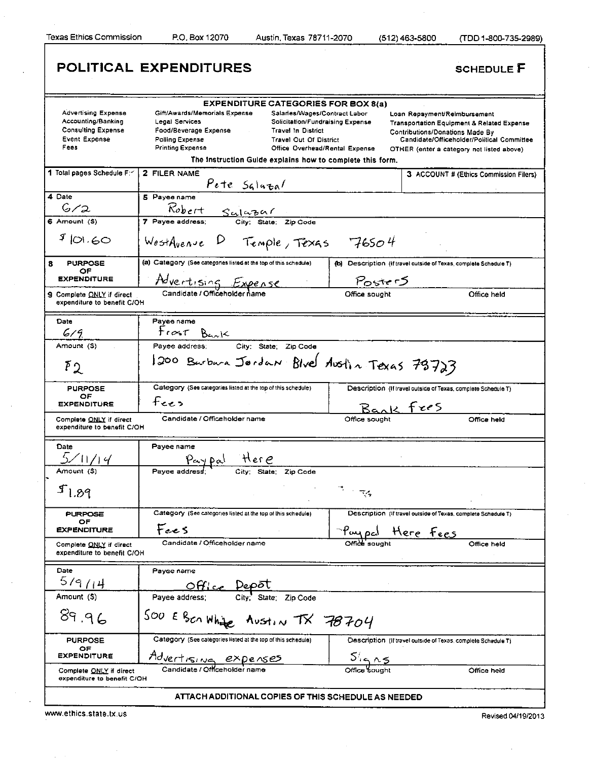Texas Ethics Commission P.O. Box 12070 Austin, Texas 78711-2070 (512) 463-5800 (TDD 1-800-735-2989)

# POLITICAL EXPENDITURES

**SCHEDULE F**

**EXPENDITURE CATEGORIES FOR BOX 8(a)**

| | | | |
|---|---|---|---|
| Advertising Expense | Gift/Awards/Memorials Expense | Salaries/Wages/Contract Labor | Loan Repayment/Reimbursement |
| Accounting/Banking | Legal Services | Solicitation/Fundraising Expense | Transportation Equipment & Related Expense |
| Consulting Expense | Food/Beverage Expense | Travel In District | Contributions/Donations Made By Candidate/Officeholder/Political Committee |
| Event Expense | Polling Expense | Travel Out Of District | |
| Fees | Printing Expense | Office Overhead/Rental Expense | OTHER (enter a category not listed above) |

**The Instruction Guide explains how to complete this form.**

| 1 Total pages Schedule F: | 2 FILER NAME | 3 ACCOUNT # (Ethics Commission Filers) |
|---|---|---|
| | Pete Salazar | |

| | | | |
|---|---|---|---|
| **4 Date** 6/2 | **5 Payee name** Robert Salazar | | |
| **6 Amount ($)** $101.60 | **7 Payee address; City; State; Zip Code** WestAvenue D Temple, Texas 76504 | | |
| **8 PURPOSE OF EXPENDITURE** | (a) Category: Advertising Expense | (b) Description: Posters | |
| 9 Complete ONLY if direct expenditure to benefit C/OH | Candidate / Officeholder name | Office sought | Office held |

| | | | |
|---|---|---|---|
| **Date** 6/9 | **Payee name** Frost Bank | | |
| **Amount ($)** $2 | **Payee address; City; State; Zip Code** 1200 Barbara Jordan Blvd Austin Texas 78723 | | |
| **PURPOSE OF EXPENDITURE** | Category: Fees | Description: Bank Fees | |
| Complete ONLY if direct expenditure to benefit C/OH | Candidate / Officeholder name | Office sought | Office held |

| | | | |
|---|---|---|---|
| **Date** 5/11/14 | **Payee name** Paypal Here | | |
| **Amount ($)** $1.89 | **Payee address; City; State; Zip Code** | | |
| **PURPOSE OF EXPENDITURE** | Category: Fees | Description: Paypal Here Fees | |
| Complete ONLY if direct expenditure to benefit C/OH | Candidate / Officeholder name | Office sought | Office held |

| | | | |
|---|---|---|---|
| **Date** 5/9/14 | **Payee name** Office Depot | | |
| **Amount ($)** 89.96 | **Payee address; City; State; Zip Code** 500 E Ben White Austin TX 78704 | | |
| **PURPOSE OF EXPENDITURE** | Category: Advertising expenses | Description: Signs | |
| Complete ONLY if direct expenditure to benefit C/OH | Candidate / Officeholder name | Office sought | Office held |

**ATTACH ADDITIONAL COPIES OF THIS SCHEDULE AS NEEDED**

www.ethics.state.tx.us Revised 04/19/2013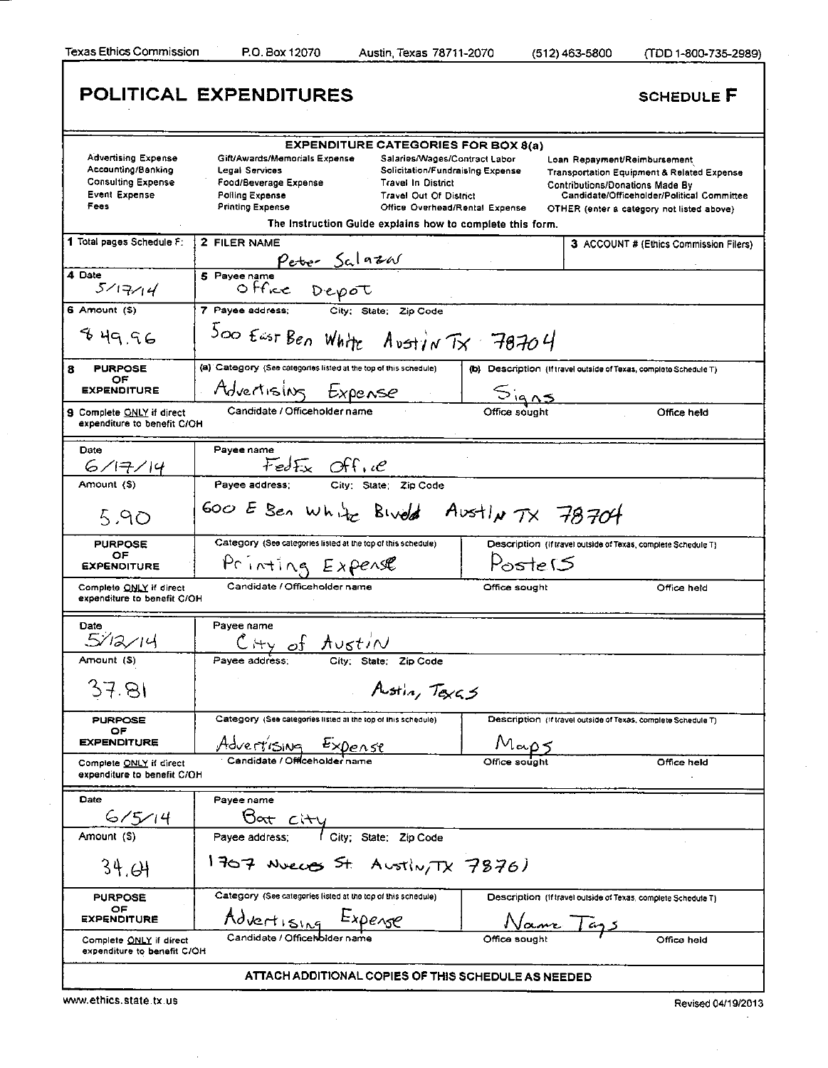Texas Ethics Commission P.O. Box 12070 Austin, Texas 78711-2070 (512) 463-5800 (TDD 1-800-735-2989)

# POLITICAL EXPENDITURES

**SCHEDULE F**

**EXPENDITURE CATEGORIES FOR BOX 8(a)**

| | | | |
|---|---|---|---|
| Advertising Expense | Gift/Awards/Memorials Expense | Salaries/Wages/Contract Labor | Loan Repayment/Reimbursement |
| Accounting/Banking | Legal Services | Solicitation/Fundraising Expense | Transportation Equipment & Related Expense |
| Consulting Expense | Food/Beverage Expense | Travel In District | Contributions/Donations Made By Candidate/Officeholder/Political Committee |
| Event Expense | Polling Expense | Travel Out Of District | |
| Fees | Printing Expense | Office Overhead/Rental Expense | OTHER (enter a category not listed above) |

The Instruction Guide explains how to complete this form.

**1** Total pages Schedule F:

**2** FILER NAME: Peter Salazar

**3** ACCOUNT # (Ethics Commission Filers):

---

**4** Date: 5/17/14

**5** Payee name: Office Depot

**6** Amount ($): 49.96

**7** Payee address; City; State; Zip Code: 500 East Ben White Austin TX 78704

**8** PURPOSE OF EXPENDITURE
- (a) Category (See categories listed at the top of this schedule): Advertising Expense
- (b) Description (If travel outside of Texas, complete Schedule T): Signs

**9** Complete ONLY if direct expenditure to benefit C/OH — Candidate / Officeholder name: | Office sought: | Office held:

---

Date: 6/17/14

Payee name: FedEx Office

Amount ($): 5.90

Payee address; City; State; Zip Code: 600 E Ben White Blvd Austin TX 78704

PURPOSE OF EXPENDITURE
- Category (See categories listed at the top of this schedule): Printing Expense
- Description (If travel outside of Texas, complete Schedule T): Posters

Complete ONLY if direct expenditure to benefit C/OH — Candidate / Officeholder name: | Office sought: | Office held:

---

Date: 5/12/14

Payee name: City of Austin

Amount ($): 37.81

Payee address; City; State; Zip Code: Austin, Texas

PURPOSE OF EXPENDITURE
- Category (See categories listed at the top of this schedule): Advertising Expense
- Description (If travel outside of Texas, complete Schedule T): Maps

Complete ONLY if direct expenditure to benefit C/OH — Candidate / Officeholder name: | Office sought: | Office held:

---

Date: 6/5/14

Payee name: Bat City

Amount ($): 34.64

Payee address; City; State; Zip Code: 1707 Nueces St Austin, TX 78761

PURPOSE OF EXPENDITURE
- Category (See categories listed at the top of this schedule): Advertising Expense
- Description (If travel outside of Texas, complete Schedule T): Name Tags

Complete ONLY if direct expenditure to benefit C/OH — Candidate / Officeholder name: | Office sought: | Office held:

---

**ATTACH ADDITIONAL COPIES OF THIS SCHEDULE AS NEEDED**

www.ethics.state.tx.us Revised 04/19/2013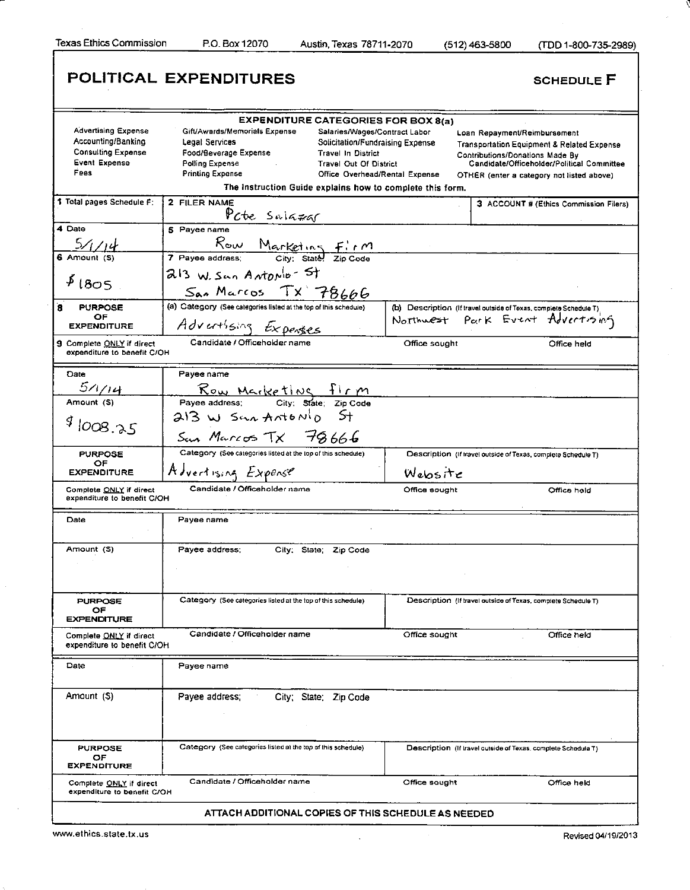Texas Ethics Commission P.O. Box 12070 Austin, Texas 78711-2070 (512) 463-5800 (TDD 1-800-735-2989)

# POLITICAL EXPENDITURES

**SCHEDULE F**

**EXPENDITURE CATEGORIES FOR BOX 8(a)**

| | | | |
|---|---|---|---|
| Advertising Expense | Gift/Awards/Memorials Expense | Salaries/Wages/Contract Labor | Loan Repayment/Reimbursement |
| Accounting/Banking | Legal Services | Solicitation/Fundraising Expense | Transportation Equipment & Related Expense |
| Consulting Expense | Food/Beverage Expense | Travel In District | Contributions/Donations Made By Candidate/Officeholder/Political Committee |
| Event Expense | Polling Expense | Travel Out Of District | OTHER (enter a category not listed above) |
| Fees | Printing Expense | Office Overhead/Rental Expense | |

**The Instruction Guide explains how to complete this form.**

| | | |
|---|---|---|
| 1 Total pages Schedule F: | 2 FILER NAME<br>Pete Salazar | 3 ACCOUNT # (Ethics Commission Filers) |

| | | |
|---|---|---|
| 4 Date<br>5/1/14 | 5 Payee name<br>Row Marketing Firm | |
| 6 Amount ($)<br>$1805 | 7 Payee address; City; State; Zip Code<br>213 W. San Antonio St<br>San Marcos TX 78666 | |
| 8 PURPOSE OF EXPENDITURE | (a) Category (See categories listed at the top of this schedule)<br>Advertising Expenses | (b) Description (If travel outside of Texas, complete Schedule T)<br>Northwest Park Event Advertising |
| 9 Complete ONLY if direct expenditure to benefit C/OH | Candidate / Officeholder name | Office sought / Office held |

| | | |
|---|---|---|
| Date<br>5/1/14 | Payee name<br>Row Marketing firm | |
| Amount ($)<br>$1008.25 | Payee address; City; State; Zip Code<br>213 W San Antonio St<br>San Marcos TX 78666 | |
| PURPOSE OF EXPENDITURE | Category (See categories listed at the top of this schedule)<br>Advertising Expense | Description (If travel outside of Texas, complete Schedule T)<br>Website |
| Complete ONLY if direct expenditure to benefit C/OH | Candidate / Officeholder name | Office sought / Office held |

| | | |
|---|---|---|
| Date | Payee name | |
| Amount ($) | Payee address; City; State; Zip Code | |
| PURPOSE OF EXPENDITURE | Category (See categories listed at the top of this schedule) | Description (If travel outside of Texas, complete Schedule T) |
| Complete ONLY if direct expenditure to benefit C/OH | Candidate / Officeholder name | Office sought / Office held |

| | | |
|---|---|---|
| Date | Payee name | |
| Amount ($) | Payee address; City; State; Zip Code | |
| PURPOSE OF EXPENDITURE | Category (See categories listed at the top of this schedule) | Description (If travel outside of Texas, complete Schedule T) |
| Complete ONLY if direct expenditure to benefit C/OH | Candidate / Officeholder name | Office sought / Office held |

**ATTACH ADDITIONAL COPIES OF THIS SCHEDULE AS NEEDED**

www.ethics.state.tx.us Revised 04/19/2013